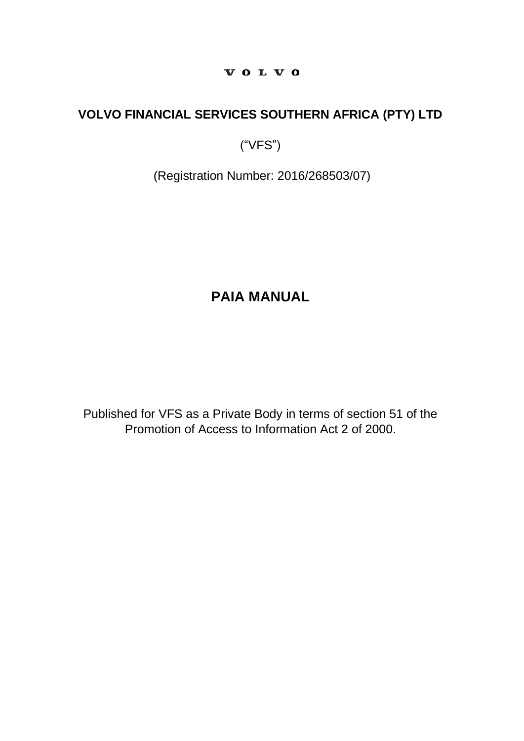V O L V O

**VOLVO FINANCIAL SERVICES SOUTHERN AFRICA (PTY) LTD**

(“VFS”)

(Registration Number: 2016/268503/07)

# PAIA MANUAL

Published for VFS as a Private Body in terms of section 51 of the Promotion of Access to Information Act 2 of 2000.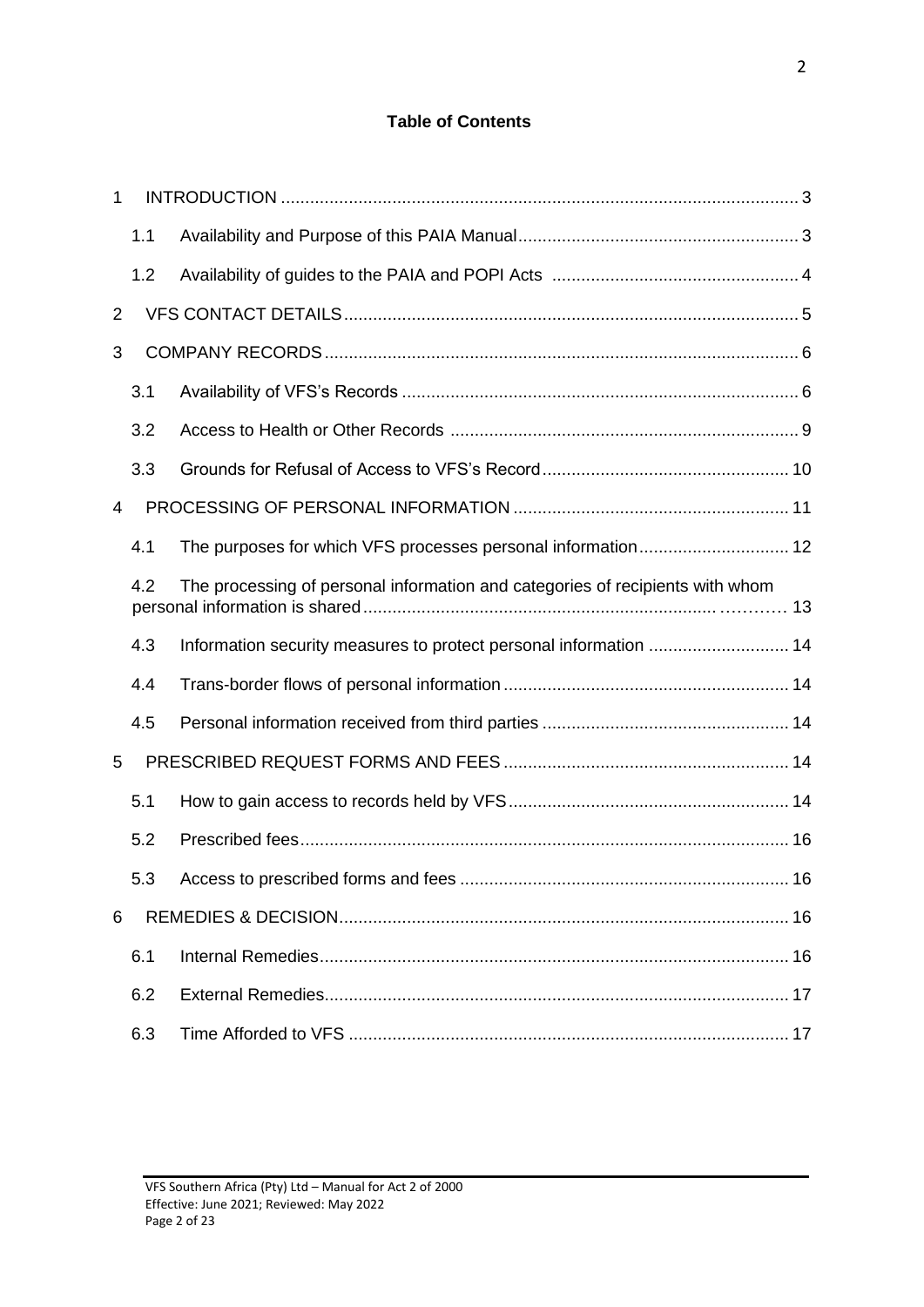**Table of Contents**

1 INTRODUCTION ........................................................................................................ 3

  1.1 Availability and Purpose of this PAIA Manual ........................................................ 3

  1.2 Availability of guides to the PAIA and POPI Acts ................................................... 4

2 VFS CONTACT DETAILS ........................................................................................... 5

3 COMPANY RECORDS ............................................................................................... 6

  3.1 Availability of VFS's Records ............................................................................... 6

  3.2 Access to Health or Other Records ...................................................................... 9

  3.3 Grounds for Refusal of Access to VFS's Record .................................................. 10

4 PROCESSING OF PERSONAL INFORMATION ........................................................ 11

  4.1 The purposes for which VFS processes personal information .............................. 12

  4.2 The processing of personal information and categories of recipients with whom personal information is shared .................................................................................. 13

  4.3 Information security measures to protect personal information ............................ 14

  4.4 Trans-border flows of personal information ......................................................... 14

  4.5 Personal information received from third parties .................................................. 14

5 PRESCRIBED REQUEST FORMS AND FEES .......................................................... 14

  5.1 How to gain access to records held by VFS ......................................................... 14

  5.2 Prescribed fees .................................................................................................. 16

  5.3 Access to prescribed forms and fees ................................................................... 16

6 REMEDIES & DECISION .......................................................................................... 16

  6.1 Internal Remedies .............................................................................................. 16

  6.2 External Remedies ............................................................................................. 17

  6.3 Time Afforded to VFS ........................................................................................ 17

VFS Southern Africa (Pty) Ltd – Manual for Act 2 of 2000
Effective: June 2021; Reviewed: May 2022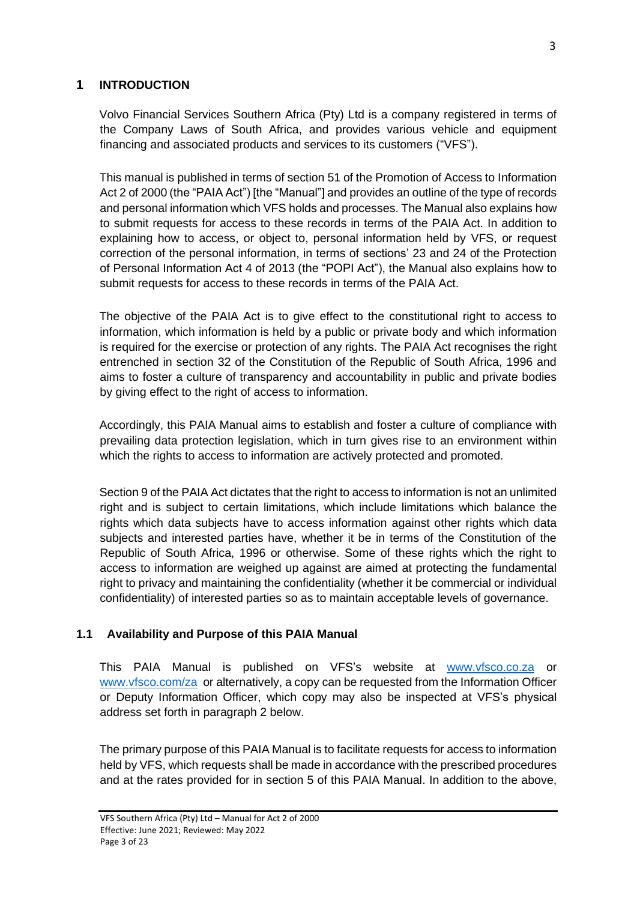# 1 INTRODUCTION

Volvo Financial Services Southern Africa (Pty) Ltd is a company registered in terms of the Company Laws of South Africa, and provides various vehicle and equipment financing and associated products and services to its customers ("VFS").

This manual is published in terms of section 51 of the Promotion of Access to Information Act 2 of 2000 (the "PAIA Act") [the "Manual"] and provides an outline of the type of records and personal information which VFS holds and processes. The Manual also explains how to submit requests for access to these records in terms of the PAIA Act. In addition to explaining how to access, or object to, personal information held by VFS, or request correction of the personal information, in terms of sections' 23 and 24 of the Protection of Personal Information Act 4 of 2013 (the "POPI Act"), the Manual also explains how to submit requests for access to these records in terms of the PAIA Act.

The objective of the PAIA Act is to give effect to the constitutional right to access to information, which information is held by a public or private body and which information is required for the exercise or protection of any rights. The PAIA Act recognises the right entrenched in section 32 of the Constitution of the Republic of South Africa, 1996 and aims to foster a culture of transparency and accountability in public and private bodies by giving effect to the right of access to information.

Accordingly, this PAIA Manual aims to establish and foster a culture of compliance with prevailing data protection legislation, which in turn gives rise to an environment within which the rights to access to information are actively protected and promoted.

Section 9 of the PAIA Act dictates that the right to access to information is not an unlimited right and is subject to certain limitations, which include limitations which balance the rights which data subjects have to access information against other rights which data subjects and interested parties have, whether it be in terms of the Constitution of the Republic of South Africa, 1996 or otherwise. Some of these rights which the right to access to information are weighed up against are aimed at protecting the fundamental right to privacy and maintaining the confidentiality (whether it be commercial or individual confidentiality) of interested parties so as to maintain acceptable levels of governance.

## 1.1 Availability and Purpose of this PAIA Manual

This PAIA Manual is published on VFS's website at www.vfsco.co.za or www.vfsco.com/za or alternatively, a copy can be requested from the Information Officer or Deputy Information Officer, which copy may also be inspected at VFS's physical address set forth in paragraph 2 below.

The primary purpose of this PAIA Manual is to facilitate requests for access to information held by VFS, which requests shall be made in accordance with the prescribed procedures and at the rates provided for in section 5 of this PAIA Manual. In addition to the above,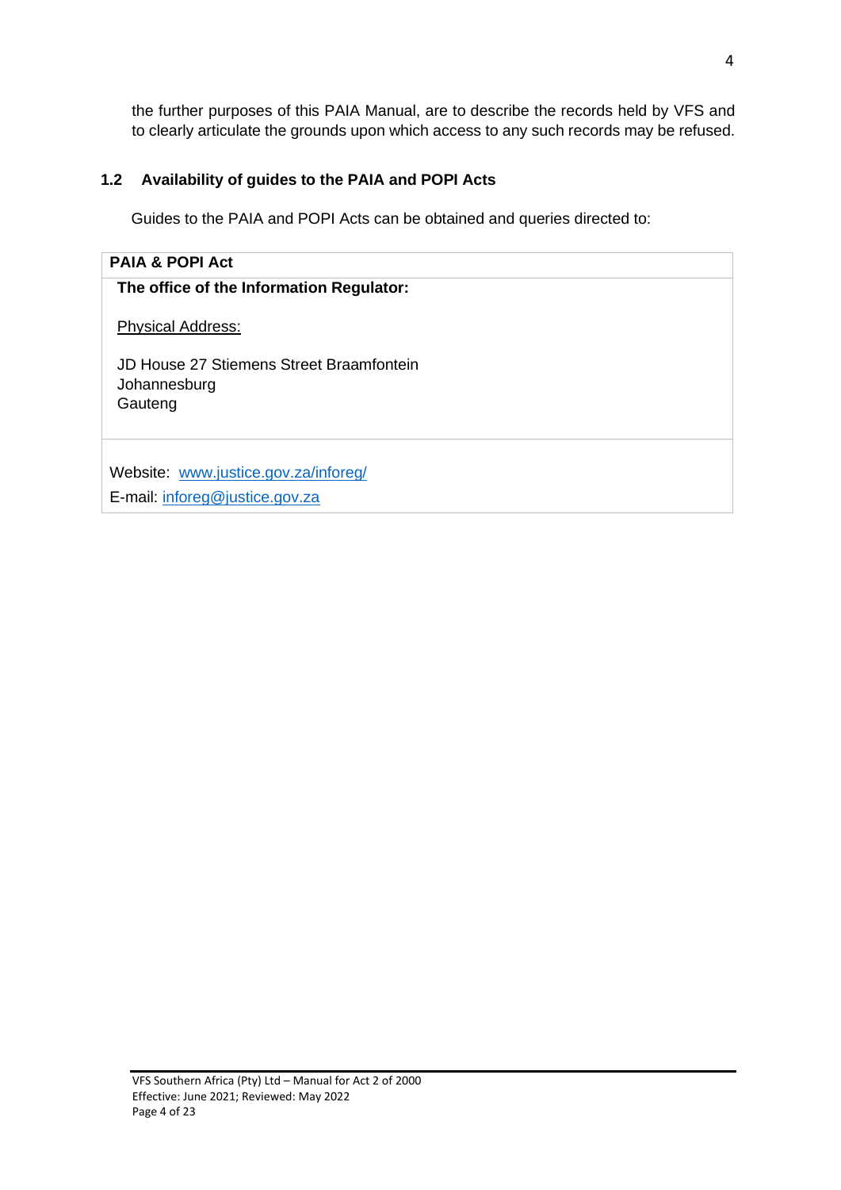the further purposes of this PAIA Manual, are to describe the records held by VFS and to clearly articulate the grounds upon which access to any such records may be refused.

### 1.2 Availability of guides to the PAIA and POPI Acts

Guides to the PAIA and POPI Acts can be obtained and queries directed to:

| **PAIA & POPI Act** |
| --- |
| **The office of the Information Regulator:**<br><br><u>Physical Address:</u><br><br>JD House 27 Stiemens Street Braamfontein<br>Johannesburg<br>Gauteng |
| Website: [www.justice.gov.za/inforeg/](http://www.justice.gov.za/inforeg/)<br>E-mail: [inforeg@justice.gov.za](mailto:inforeg@justice.gov.za) |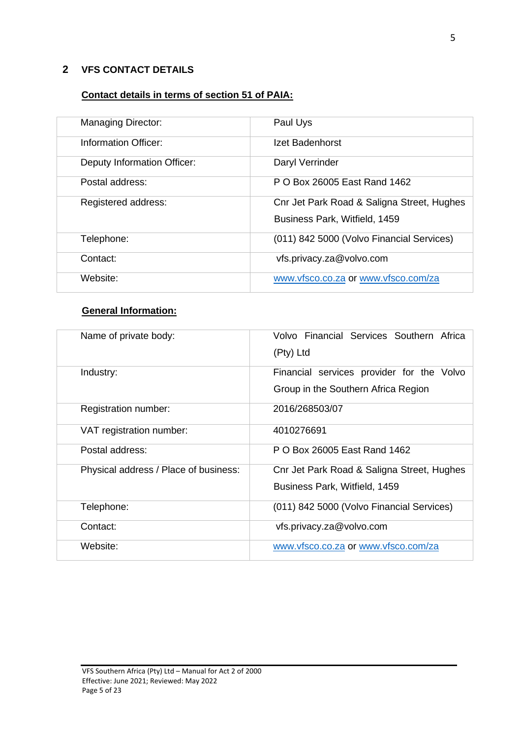## 2 VFS CONTACT DETAILS

**Contact details in terms of section 51 of PAIA:**

| | |
|---|---|
| Managing Director: | Paul Uys |
| Information Officer: | Izet Badenhorst |
| Deputy Information Officer: | Daryl Verrinder |
| Postal address: | P O Box 26005 East Rand 1462 |
| Registered address: | Cnr Jet Park Road & Saligna Street, Hughes Business Park, Witfield, 1459 |
| Telephone: | (011) 842 5000 (Volvo Financial Services) |
| Contact: | vfs.privacy.za@volvo.com |
| Website: | www.vfsco.co.za or www.vfsco.com/za |

**General Information:**

| | |
|---|---|
| Name of private body: | Volvo Financial Services Southern Africa (Pty) Ltd |
| Industry: | Financial services provider for the Volvo Group in the Southern Africa Region |
| Registration number: | 2016/268503/07 |
| VAT registration number: | 4010276691 |
| Postal address: | P O Box 26005 East Rand 1462 |
| Physical address / Place of business: | Cnr Jet Park Road & Saligna Street, Hughes Business Park, Witfield, 1459 |
| Telephone: | (011) 842 5000 (Volvo Financial Services) |
| Contact: | vfs.privacy.za@volvo.com |
| Website: | www.vfsco.co.za or www.vfsco.com/za |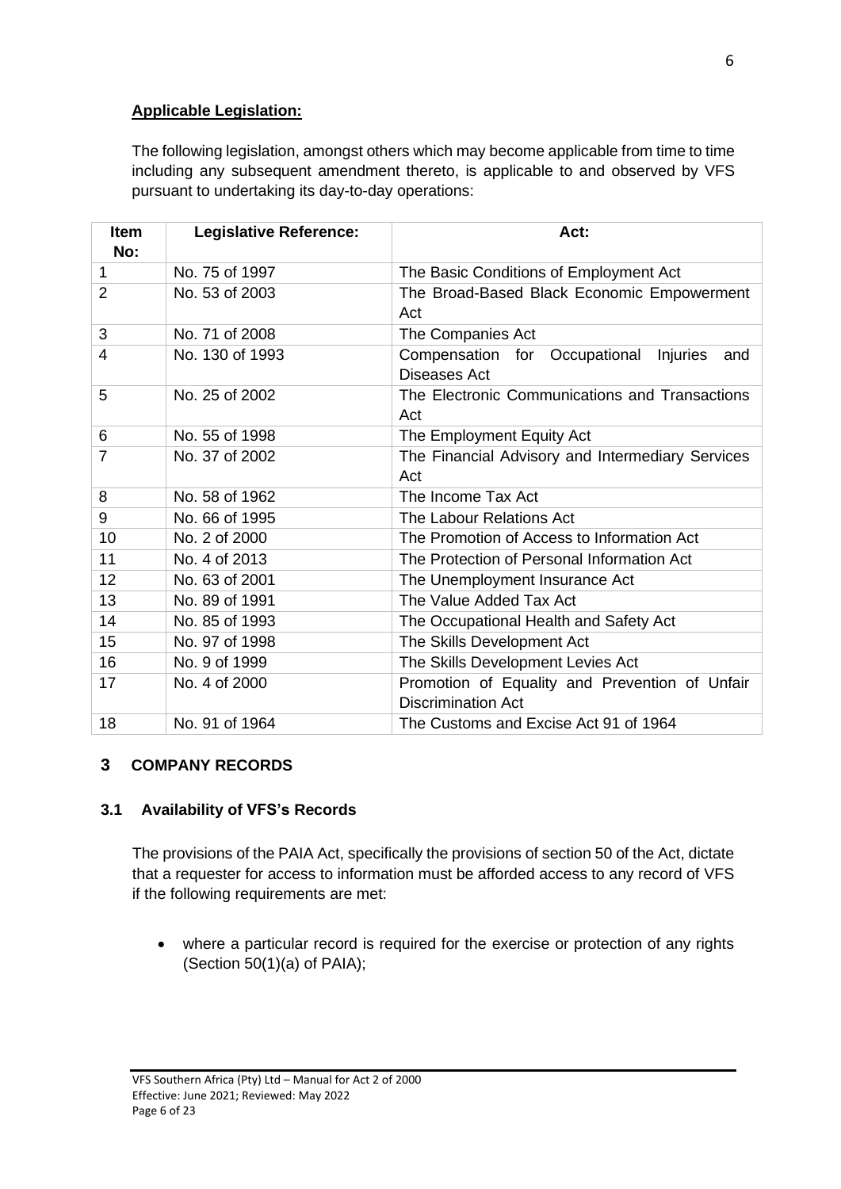**Applicable Legislation:**

The following legislation, amongst others which may become applicable from time to time including any subsequent amendment thereto, is applicable to and observed by VFS pursuant to undertaking its day-to-day operations:

| Item No: | Legislative Reference: | Act: |
|---|---|---|
| 1 | No. 75 of 1997 | The Basic Conditions of Employment Act |
| 2 | No. 53 of 2003 | The Broad-Based Black Economic Empowerment Act |
| 3 | No. 71 of 2008 | The Companies Act |
| 4 | No. 130 of 1993 | Compensation for Occupational Injuries and Diseases Act |
| 5 | No. 25 of 2002 | The Electronic Communications and Transactions Act |
| 6 | No. 55 of 1998 | The Employment Equity Act |
| 7 | No. 37 of 2002 | The Financial Advisory and Intermediary Services Act |
| 8 | No. 58 of 1962 | The Income Tax Act |
| 9 | No. 66 of 1995 | The Labour Relations Act |
| 10 | No. 2 of 2000 | The Promotion of Access to Information Act |
| 11 | No. 4 of 2013 | The Protection of Personal Information Act |
| 12 | No. 63 of 2001 | The Unemployment Insurance Act |
| 13 | No. 89 of 1991 | The Value Added Tax Act |
| 14 | No. 85 of 1993 | The Occupational Health and Safety Act |
| 15 | No. 97 of 1998 | The Skills Development Act |
| 16 | No. 9 of 1999 | The Skills Development Levies Act |
| 17 | No. 4 of 2000 | Promotion of Equality and Prevention of Unfair Discrimination Act |
| 18 | No. 91 of 1964 | The Customs and Excise Act 91 of 1964 |

## 3 COMPANY RECORDS

### 3.1 Availability of VFS's Records

The provisions of the PAIA Act, specifically the provisions of section 50 of the Act, dictate that a requester for access to information must be afforded access to any record of VFS if the following requirements are met:

- where a particular record is required for the exercise or protection of any rights (Section 50(1)(a) of PAIA);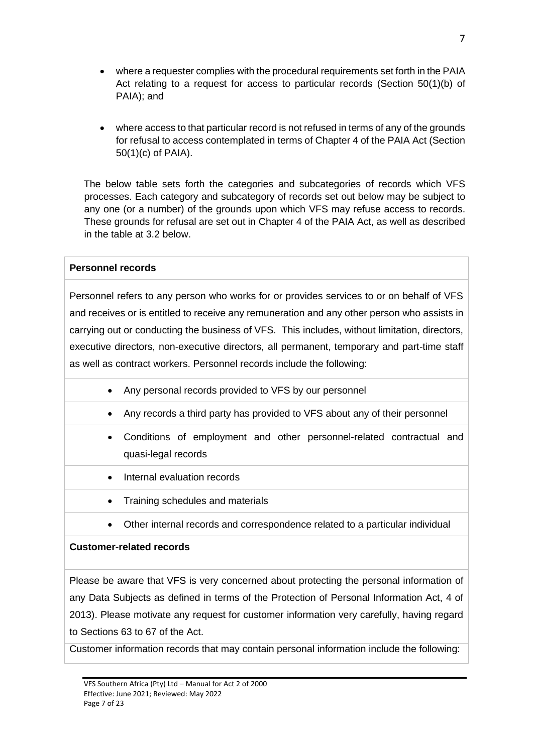- where a requester complies with the procedural requirements set forth in the PAIA Act relating to a request for access to particular records (Section 50(1)(b) of PAIA); and

- where access to that particular record is not refused in terms of any of the grounds for refusal to access contemplated in terms of Chapter 4 of the PAIA Act (Section 50(1)(c) of PAIA).

The below table sets forth the categories and subcategories of records which VFS processes. Each category and subcategory of records set out below may be subject to any one (or a number) of the grounds upon which VFS may refuse access to records. These grounds for refusal are set out in Chapter 4 of the PAIA Act, as well as described in the table at 3.2 below.

| **Personnel records** |
| --- |
| Personnel refers to any person who works for or provides services to or on behalf of VFS and receives or is entitled to receive any remuneration and any other person who assists in carrying out or conducting the business of VFS. This includes, without limitation, directors, executive directors, non-executive directors, all permanent, temporary and part-time staff as well as contract workers. Personnel records include the following: |
| • Any personal records provided to VFS by our personnel |
| • Any records a third party has provided to VFS about any of their personnel |
| • Conditions of employment and other personnel-related contractual and quasi-legal records |
| • Internal evaluation records |
| • Training schedules and materials |
| • Other internal records and correspondence related to a particular individual |
| **Customer-related records** |
| Please be aware that VFS is very concerned about protecting the personal information of any Data Subjects as defined in terms of the Protection of Personal Information Act, 4 of 2013). Please motivate any request for customer information very carefully, having regard to Sections 63 to 67 of the Act. |
| Customer information records that may contain personal information include the following: |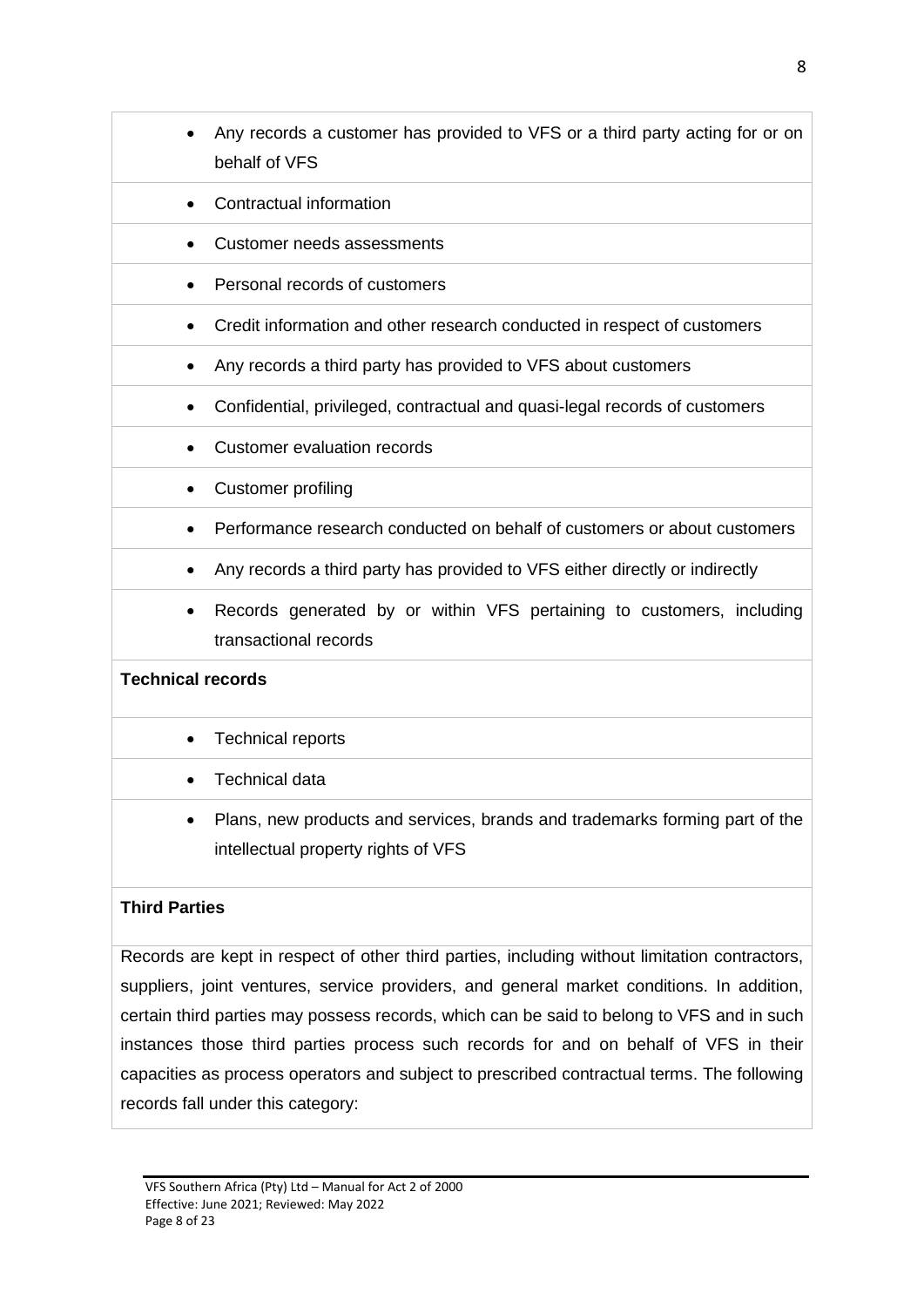- Any records a customer has provided to VFS or a third party acting for or on behalf of VFS
- Contractual information
- Customer needs assessments
- Personal records of customers
- Credit information and other research conducted in respect of customers
- Any records a third party has provided to VFS about customers
- Confidential, privileged, contractual and quasi-legal records of customers
- Customer evaluation records
- Customer profiling
- Performance research conducted on behalf of customers or about customers
- Any records a third party has provided to VFS either directly or indirectly
- Records generated by or within VFS pertaining to customers, including transactional records

**Technical records**

- Technical reports
- Technical data
- Plans, new products and services, brands and trademarks forming part of the intellectual property rights of VFS

**Third Parties**

Records are kept in respect of other third parties, including without limitation contractors, suppliers, joint ventures, service providers, and general market conditions. In addition, certain third parties may possess records, which can be said to belong to VFS and in such instances those third parties process such records for and on behalf of VFS in their capacities as process operators and subject to prescribed contractual terms. The following records fall under this category: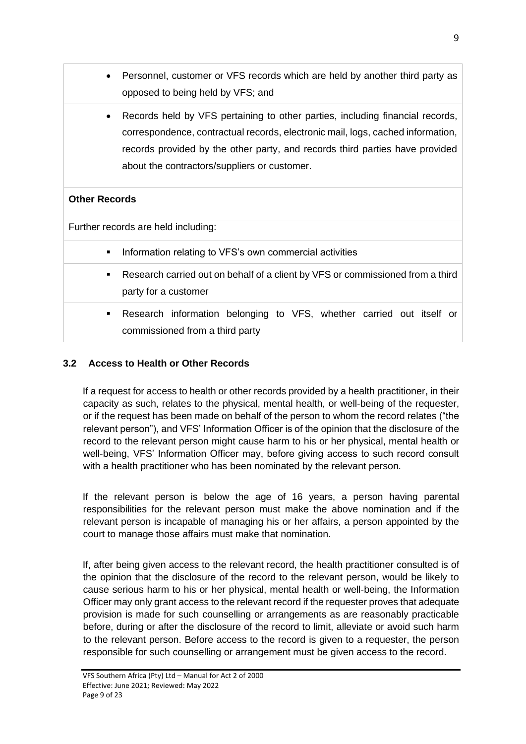- Personnel, customer or VFS records which are held by another third party as opposed to being held by VFS; and
- Records held by VFS pertaining to other parties, including financial records, correspondence, contractual records, electronic mail, logs, cached information, records provided by the other party, and records third parties have provided about the contractors/suppliers or customer.

**Other Records**

Further records are held including:

- Information relating to VFS's own commercial activities
- Research carried out on behalf of a client by VFS or commissioned from a third party for a customer
- Research information belonging to VFS, whether carried out itself or commissioned from a third party

### 3.2 Access to Health or Other Records

If a request for access to health or other records provided by a health practitioner, in their capacity as such, relates to the physical, mental health, or well-being of the requester, or if the request has been made on behalf of the person to whom the record relates ("the relevant person"), and VFS' Information Officer is of the opinion that the disclosure of the record to the relevant person might cause harm to his or her physical, mental health or well-being, VFS' Information Officer may, before giving access to such record consult with a health practitioner who has been nominated by the relevant person.

If the relevant person is below the age of 16 years, a person having parental responsibilities for the relevant person must make the above nomination and if the relevant person is incapable of managing his or her affairs, a person appointed by the court to manage those affairs must make that nomination.

If, after being given access to the relevant record, the health practitioner consulted is of the opinion that the disclosure of the record to the relevant person, would be likely to cause serious harm to his or her physical, mental health or well-being, the Information Officer may only grant access to the relevant record if the requester proves that adequate provision is made for such counselling or arrangements as are reasonably practicable before, during or after the disclosure of the record to limit, alleviate or avoid such harm to the relevant person. Before access to the record is given to a requester, the person responsible for such counselling or arrangement must be given access to the record.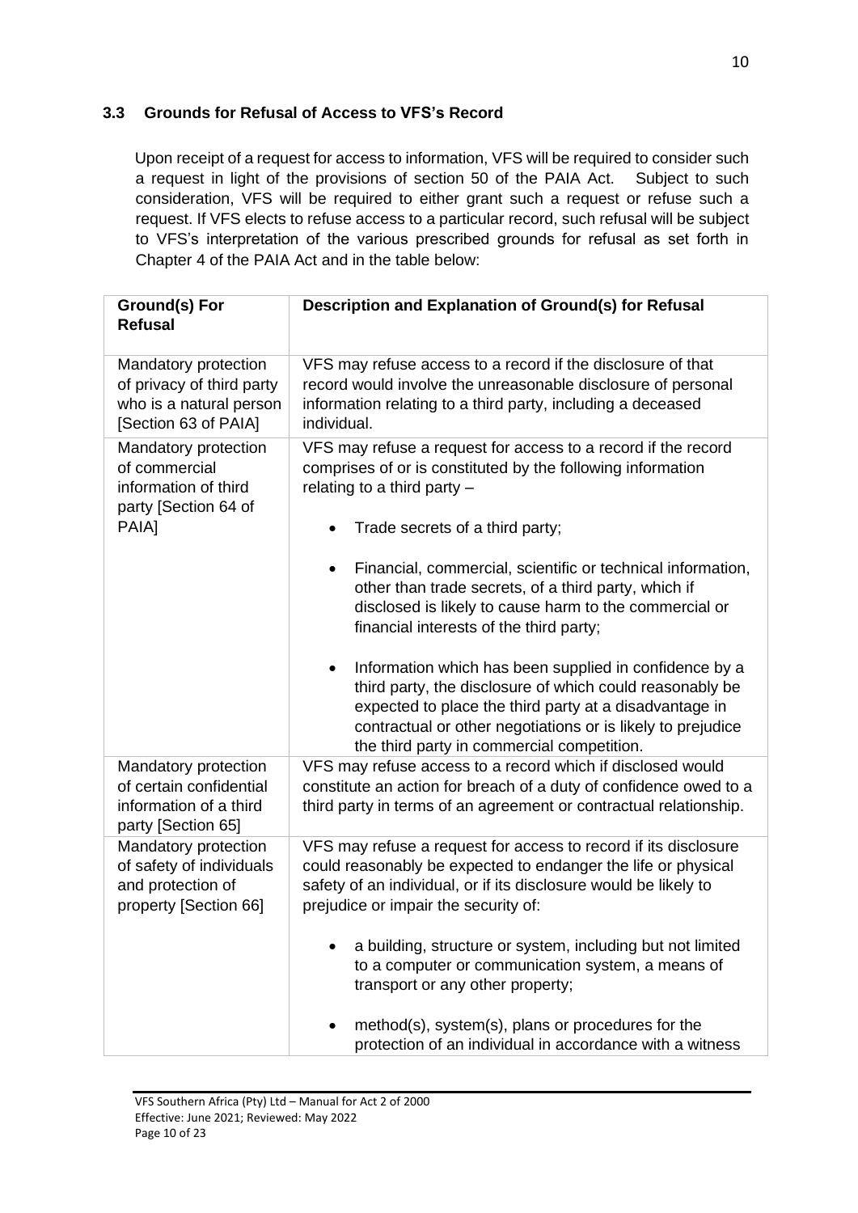### 3.3 Grounds for Refusal of Access to VFS's Record

Upon receipt of a request for access to information, VFS will be required to consider such a request in light of the provisions of section 50 of the PAIA Act. Subject to such consideration, VFS will be required to either grant such a request or refuse such a request. If VFS elects to refuse access to a particular record, such refusal will be subject to VFS's interpretation of the various prescribed grounds for refusal as set forth in Chapter 4 of the PAIA Act and in the table below:

| Ground(s) For Refusal | Description and Explanation of Ground(s) for Refusal |
|---|---|
| Mandatory protection of privacy of third party who is a natural person [Section 63 of PAIA] | VFS may refuse access to a record if the disclosure of that record would involve the unreasonable disclosure of personal information relating to a third party, including a deceased individual. |
| Mandatory protection of commercial information of third party [Section 64 of PAIA] | VFS may refuse a request for access to a record if the record comprises of or is constituted by the following information relating to a third party – <br>• Trade secrets of a third party; <br>• Financial, commercial, scientific or technical information, other than trade secrets, of a third party, which if disclosed is likely to cause harm to the commercial or financial interests of the third party; <br>• Information which has been supplied in confidence by a third party, the disclosure of which could reasonably be expected to place the third party at a disadvantage in contractual or other negotiations or is likely to prejudice the third party in commercial competition. |
| Mandatory protection of certain confidential information of a third party [Section 65] | VFS may refuse access to a record which if disclosed would constitute an action for breach of a duty of confidence owed to a third party in terms of an agreement or contractual relationship. |
| Mandatory protection of safety of individuals and protection of property [Section 66] | VFS may refuse a request for access to record if its disclosure could reasonably be expected to endanger the life or physical safety of an individual, or if its disclosure would be likely to prejudice or impair the security of: <br>• a building, structure or system, including but not limited to a computer or communication system, a means of transport or any other property; <br>• method(s), system(s), plans or procedures for the protection of an individual in accordance with a witness |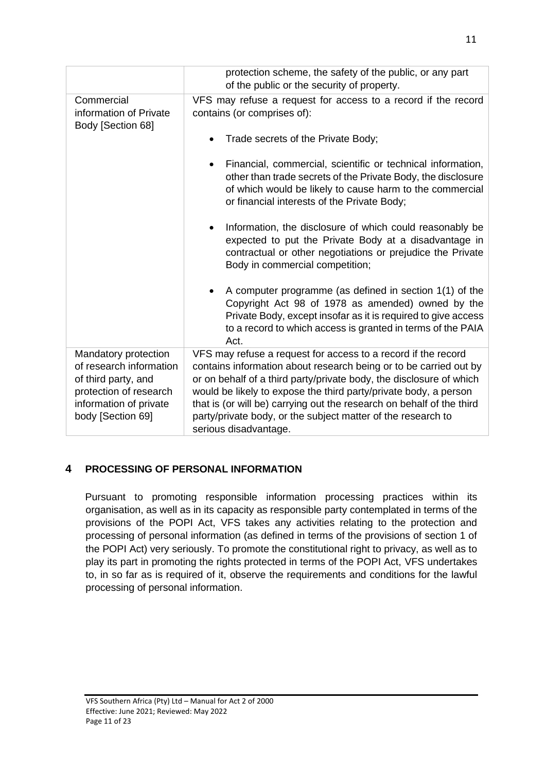| | |
|---|---|
| | protection scheme, the safety of the public, or any part of the public or the security of property. |
| Commercial information of Private Body [Section 68] | VFS may refuse a request for access to a record if the record contains (or comprises of):<br><br>• Trade secrets of the Private Body;<br><br>• Financial, commercial, scientific or technical information, other than trade secrets of the Private Body, the disclosure of which would be likely to cause harm to the commercial or financial interests of the Private Body;<br><br>• Information, the disclosure of which could reasonably be expected to put the Private Body at a disadvantage in contractual or other negotiations or prejudice the Private Body in commercial competition;<br><br>• A computer programme (as defined in section 1(1) of the Copyright Act 98 of 1978 as amended) owned by the Private Body, except insofar as it is required to give access to a record to which access is granted in terms of the PAIA Act. |
| Mandatory protection of research information of third party, and protection of research information of private body [Section 69] | VFS may refuse a request for access to a record if the record contains information about research being or to be carried out by or on behalf of a third party/private body, the disclosure of which would be likely to expose the third party/private body, a person that is (or will be) carrying out the research on behalf of the third party/private body, or the subject matter of the research to serious disadvantage. |

## 4 PROCESSING OF PERSONAL INFORMATION

Pursuant to promoting responsible information processing practices within its organisation, as well as in its capacity as responsible party contemplated in terms of the provisions of the POPI Act, VFS takes any activities relating to the protection and processing of personal information (as defined in terms of the provisions of section 1 of the POPI Act) very seriously. To promote the constitutional right to privacy, as well as to play its part in promoting the rights protected in terms of the POPI Act, VFS undertakes to, in so far as is required of it, observe the requirements and conditions for the lawful processing of personal information.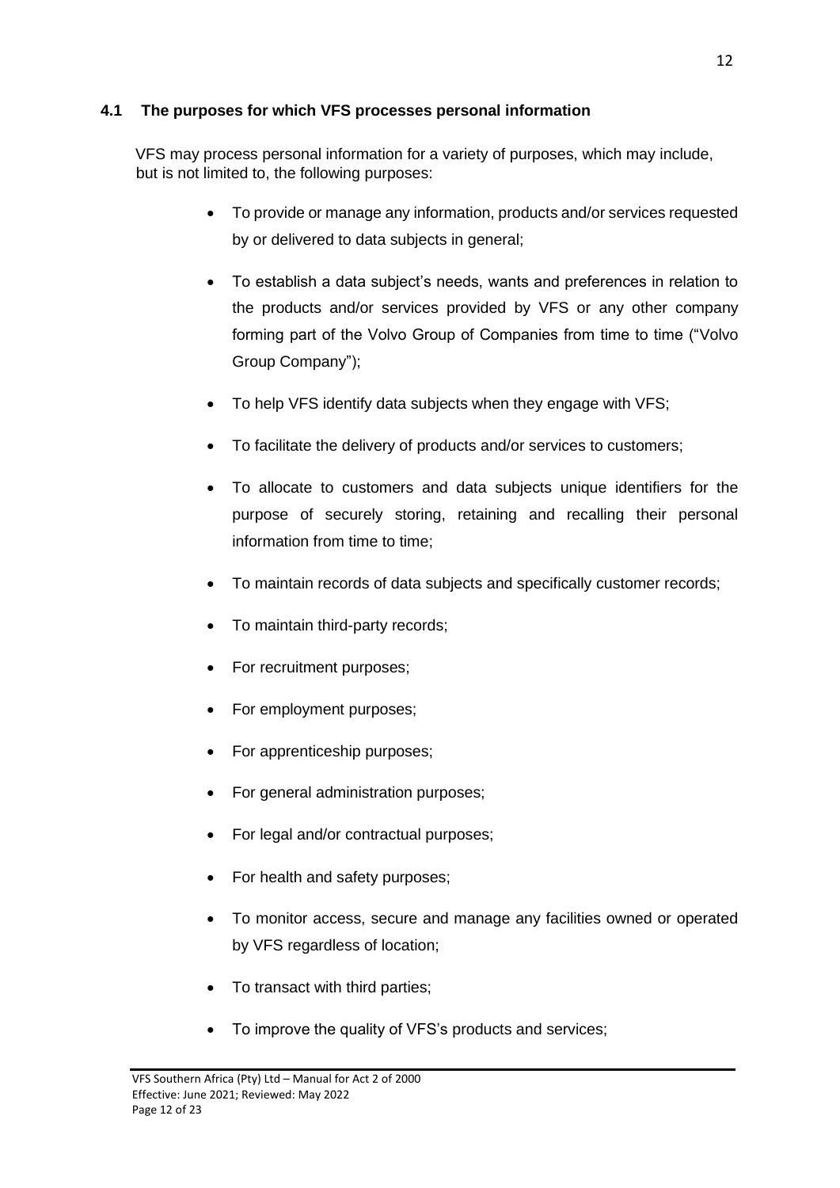### 4.1 The purposes for which VFS processes personal information

VFS may process personal information for a variety of purposes, which may include, but is not limited to, the following purposes:

- To provide or manage any information, products and/or services requested by or delivered to data subjects in general;
- To establish a data subject's needs, wants and preferences in relation to the products and/or services provided by VFS or any other company forming part of the Volvo Group of Companies from time to time ("Volvo Group Company");
- To help VFS identify data subjects when they engage with VFS;
- To facilitate the delivery of products and/or services to customers;
- To allocate to customers and data subjects unique identifiers for the purpose of securely storing, retaining and recalling their personal information from time to time;
- To maintain records of data subjects and specifically customer records;
- To maintain third-party records;
- For recruitment purposes;
- For employment purposes;
- For apprenticeship purposes;
- For general administration purposes;
- For legal and/or contractual purposes;
- For health and safety purposes;
- To monitor access, secure and manage any facilities owned or operated by VFS regardless of location;
- To transact with third parties;
- To improve the quality of VFS's products and services;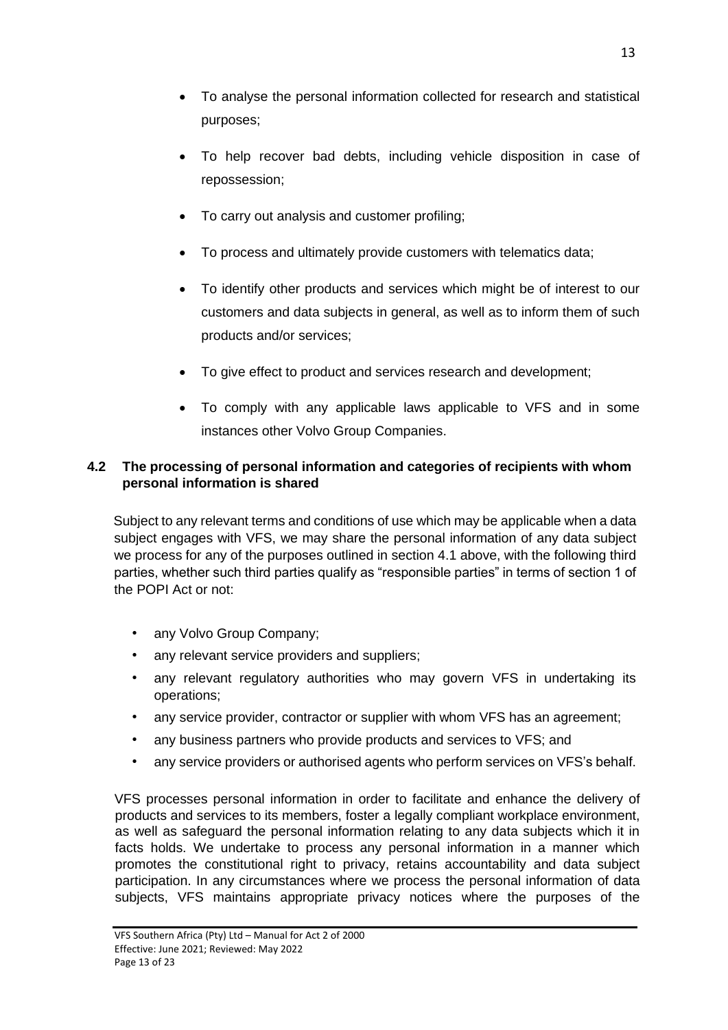- To analyse the personal information collected for research and statistical purposes;
- To help recover bad debts, including vehicle disposition in case of repossession;
- To carry out analysis and customer profiling;
- To process and ultimately provide customers with telematics data;
- To identify other products and services which might be of interest to our customers and data subjects in general, as well as to inform them of such products and/or services;
- To give effect to product and services research and development;
- To comply with any applicable laws applicable to VFS and in some instances other Volvo Group Companies.

### 4.2 The processing of personal information and categories of recipients with whom personal information is shared

Subject to any relevant terms and conditions of use which may be applicable when a data subject engages with VFS, we may share the personal information of any data subject we process for any of the purposes outlined in section 4.1 above, with the following third parties, whether such third parties qualify as "responsible parties" in terms of section 1 of the POPI Act or not:

- any Volvo Group Company;
- any relevant service providers and suppliers;
- any relevant regulatory authorities who may govern VFS in undertaking its operations;
- any service provider, contractor or supplier with whom VFS has an agreement;
- any business partners who provide products and services to VFS; and
- any service providers or authorised agents who perform services on VFS's behalf.

VFS processes personal information in order to facilitate and enhance the delivery of products and services to its members, foster a legally compliant workplace environment, as well as safeguard the personal information relating to any data subjects which it in facts holds. We undertake to process any personal information in a manner which promotes the constitutional right to privacy, retains accountability and data subject participation. In any circumstances where we process the personal information of data subjects, VFS maintains appropriate privacy notices where the purposes of the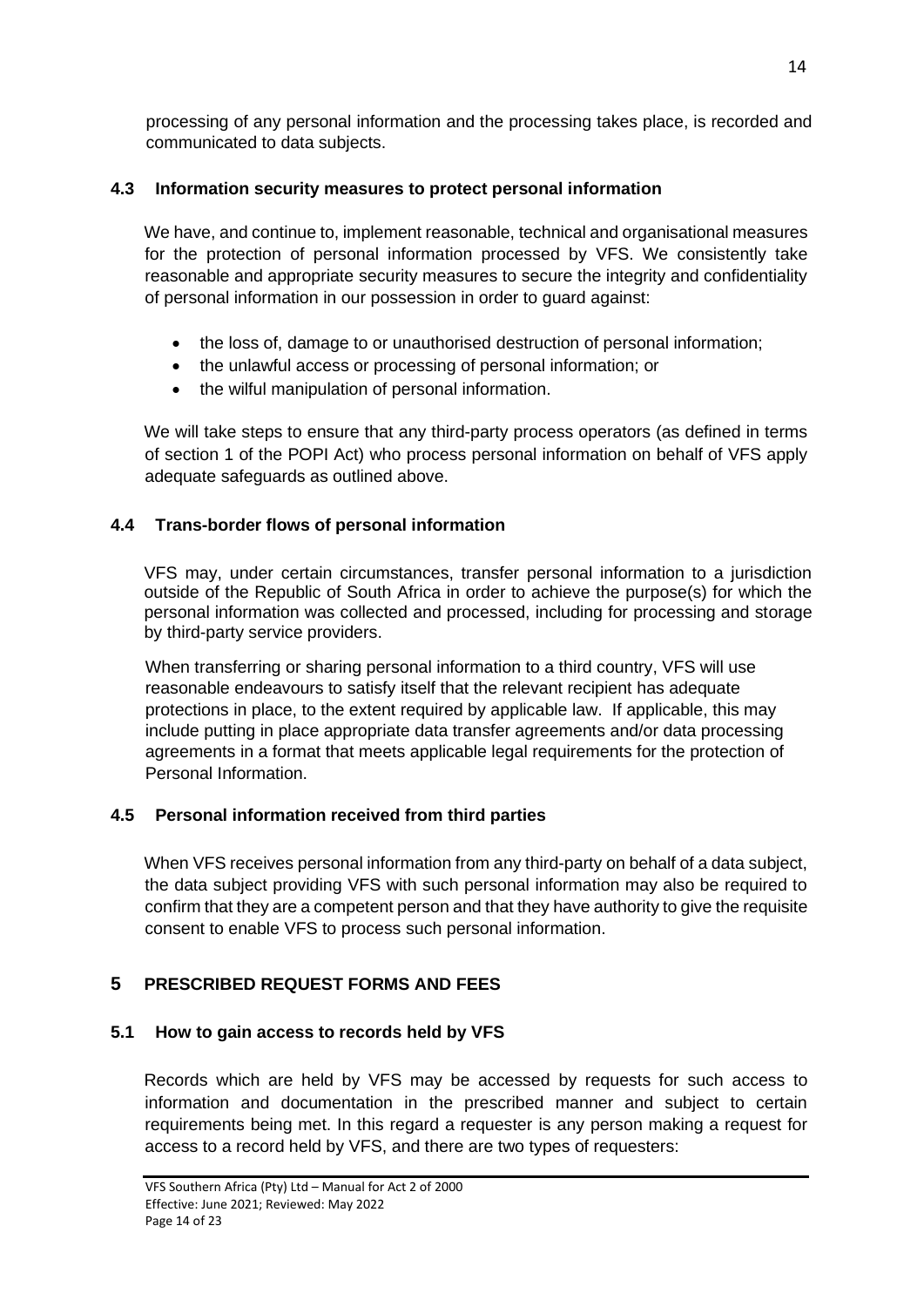processing of any personal information and the processing takes place, is recorded and communicated to data subjects.

### 4.3 Information security measures to protect personal information

We have, and continue to, implement reasonable, technical and organisational measures for the protection of personal information processed by VFS. We consistently take reasonable and appropriate security measures to secure the integrity and confidentiality of personal information in our possession in order to guard against:

- the loss of, damage to or unauthorised destruction of personal information;
- the unlawful access or processing of personal information; or
- the wilful manipulation of personal information.

We will take steps to ensure that any third-party process operators (as defined in terms of section 1 of the POPI Act) who process personal information on behalf of VFS apply adequate safeguards as outlined above.

### 4.4 Trans-border flows of personal information

VFS may, under certain circumstances, transfer personal information to a jurisdiction outside of the Republic of South Africa in order to achieve the purpose(s) for which the personal information was collected and processed, including for processing and storage by third-party service providers.

When transferring or sharing personal information to a third country, VFS will use reasonable endeavours to satisfy itself that the relevant recipient has adequate protections in place, to the extent required by applicable law. If applicable, this may include putting in place appropriate data transfer agreements and/or data processing agreements in a format that meets applicable legal requirements for the protection of Personal Information.

### 4.5 Personal information received from third parties

When VFS receives personal information from any third-party on behalf of a data subject, the data subject providing VFS with such personal information may also be required to confirm that they are a competent person and that they have authority to give the requisite consent to enable VFS to process such personal information.

## 5 PRESCRIBED REQUEST FORMS AND FEES

### 5.1 How to gain access to records held by VFS

Records which are held by VFS may be accessed by requests for such access to information and documentation in the prescribed manner and subject to certain requirements being met. In this regard a requester is any person making a request for access to a record held by VFS, and there are two types of requesters: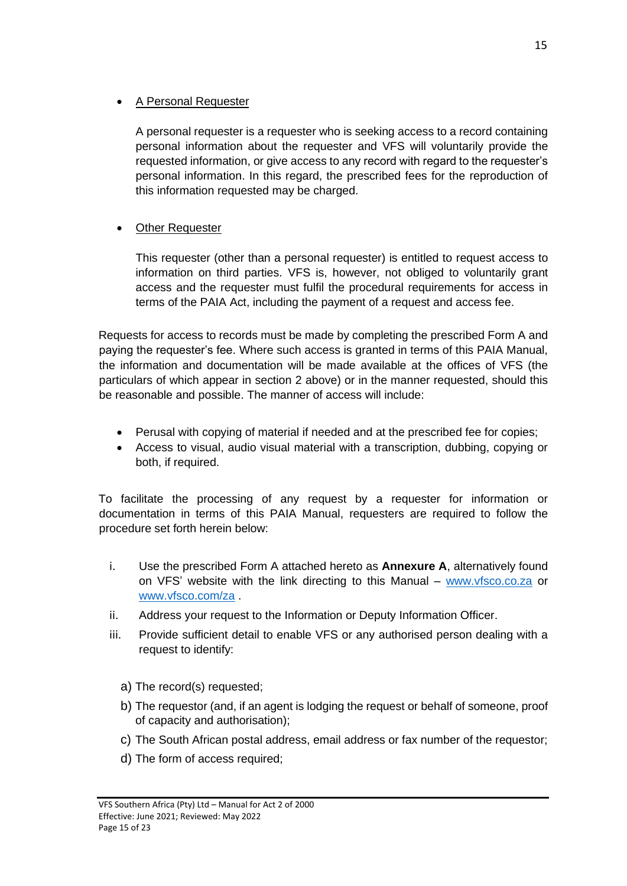- <u>A Personal Requester</u>

  A personal requester is a requester who is seeking access to a record containing personal information about the requester and VFS will voluntarily provide the requested information, or give access to any record with regard to the requester's personal information. In this regard, the prescribed fees for the reproduction of this information requested may be charged.

- <u>Other Requester</u>

  This requester (other than a personal requester) is entitled to request access to information on third parties. VFS is, however, not obliged to voluntarily grant access and the requester must fulfil the procedural requirements for access in terms of the PAIA Act, including the payment of a request and access fee.

Requests for access to records must be made by completing the prescribed Form A and paying the requester's fee. Where such access is granted in terms of this PAIA Manual, the information and documentation will be made available at the offices of VFS (the particulars of which appear in section 2 above) or in the manner requested, should this be reasonable and possible. The manner of access will include:

- Perusal with copying of material if needed and at the prescribed fee for copies;
- Access to visual, audio visual material with a transcription, dubbing, copying or both, if required.

To facilitate the processing of any request by a requester for information or documentation in terms of this PAIA Manual, requesters are required to follow the procedure set forth herein below:

i. Use the prescribed Form A attached hereto as **Annexure A**, alternatively found on VFS' website with the link directing to this Manual – [www.vfsco.co.za](http://www.vfsco.co.za) or [www.vfsco.com/za](http://www.vfsco.com/za) .

ii. Address your request to the Information or Deputy Information Officer.

iii. Provide sufficient detail to enable VFS or any authorised person dealing with a request to identify:

   a) The record(s) requested;
   b) The requestor (and, if an agent is lodging the request or behalf of someone, proof of capacity and authorisation);
   c) The South African postal address, email address or fax number of the requestor;
   d) The form of access required;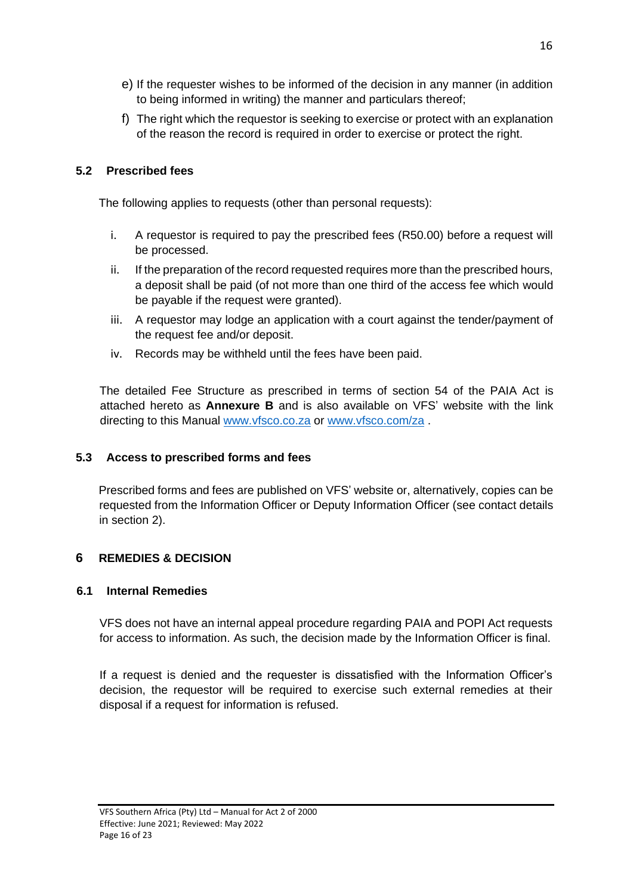e) If the requester wishes to be informed of the decision in any manner (in addition to being informed in writing) the manner and particulars thereof;

f) The right which the requestor is seeking to exercise or protect with an explanation of the reason the record is required in order to exercise or protect the right.

### 5.2 Prescribed fees

The following applies to requests (other than personal requests):

i. A requestor is required to pay the prescribed fees (R50.00) before a request will be processed.

ii. If the preparation of the record requested requires more than the prescribed hours, a deposit shall be paid (of not more than one third of the access fee which would be payable if the request were granted).

iii. A requestor may lodge an application with a court against the tender/payment of the request fee and/or deposit.

iv. Records may be withheld until the fees have been paid.

The detailed Fee Structure as prescribed in terms of section 54 of the PAIA Act is attached hereto as **Annexure B** and is also available on VFS' website with the link directing to this Manual [www.vfsco.co.za](www.vfsco.co.za) or [www.vfsco.com/za](www.vfsco.com/za) .

### 5.3 Access to prescribed forms and fees

Prescribed forms and fees are published on VFS' website or, alternatively, copies can be requested from the Information Officer or Deputy Information Officer (see contact details in section 2).

## 6 REMEDIES & DECISION

### 6.1 Internal Remedies

VFS does not have an internal appeal procedure regarding PAIA and POPI Act requests for access to information. As such, the decision made by the Information Officer is final.

If a request is denied and the requester is dissatisfied with the Information Officer's decision, the requestor will be required to exercise such external remedies at their disposal if a request for information is refused.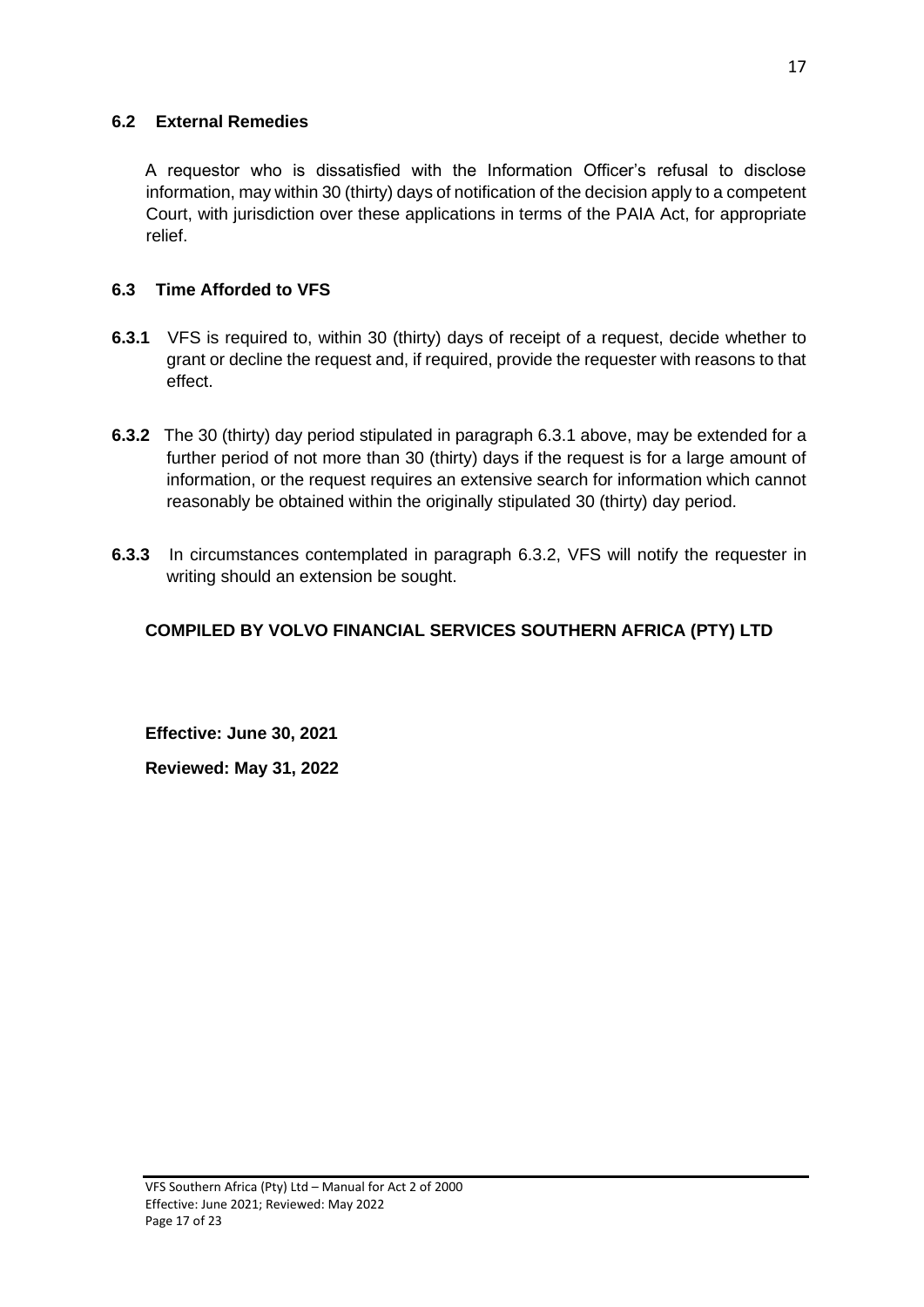### 6.2 External Remedies

A requestor who is dissatisfied with the Information Officer's refusal to disclose information, may within 30 (thirty) days of notification of the decision apply to a competent Court, with jurisdiction over these applications in terms of the PAIA Act, for appropriate relief.

### 6.3 Time Afforded to VFS

**6.3.1** VFS is required to, within 30 (thirty) days of receipt of a request, decide whether to grant or decline the request and, if required, provide the requester with reasons to that effect.

**6.3.2** The 30 (thirty) day period stipulated in paragraph 6.3.1 above, may be extended for a further period of not more than 30 (thirty) days if the request is for a large amount of information, or the request requires an extensive search for information which cannot reasonably be obtained within the originally stipulated 30 (thirty) day period.

**6.3.3** In circumstances contemplated in paragraph 6.3.2, VFS will notify the requester in writing should an extension be sought.

**COMPILED BY VOLVO FINANCIAL SERVICES SOUTHERN AFRICA (PTY) LTD**

**Effective: June 30, 2021**

**Reviewed: May 31, 2022**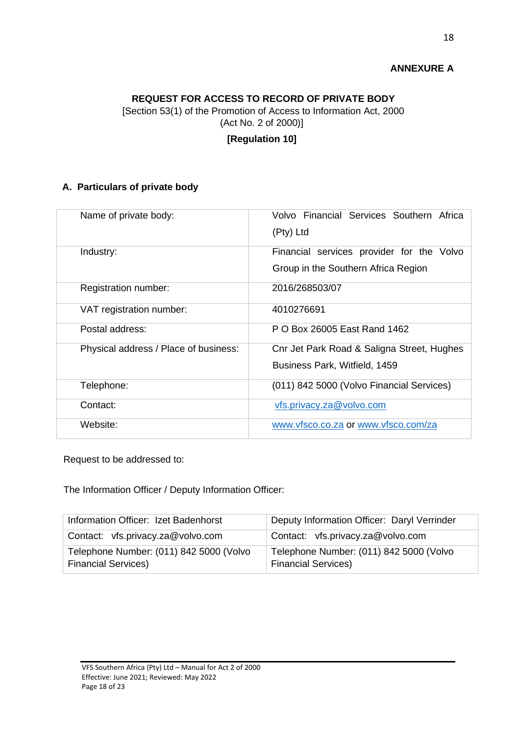**ANNEXURE A**

## REQUEST FOR ACCESS TO RECORD OF PRIVATE BODY

[Section 53(1) of the Promotion of Access to Information Act, 2000 (Act No. 2 of 2000)]

**[Regulation 10]**

### A. Particulars of private body

| | |
|---|---|
| Name of private body: | Volvo Financial Services Southern Africa (Pty) Ltd |
| Industry: | Financial services provider for the Volvo Group in the Southern Africa Region |
| Registration number: | 2016/268503/07 |
| VAT registration number: | 4010276691 |
| Postal address: | P O Box 26005 East Rand 1462 |
| Physical address / Place of business: | Cnr Jet Park Road & Saligna Street, Hughes Business Park, Witfield, 1459 |
| Telephone: | (011) 842 5000 (Volvo Financial Services) |
| Contact: | vfs.privacy.za@volvo.com |
| Website: | www.vfsco.co.za or www.vfsco.com/za |

Request to be addressed to:

The Information Officer / Deputy Information Officer:

| Information Officer: Izet Badenhorst | Deputy Information Officer: Daryl Verrinder |
|---|---|
| Contact: vfs.privacy.za@volvo.com | Contact: vfs.privacy.za@volvo.com |
| Telephone Number: (011) 842 5000 (Volvo Financial Services) | Telephone Number: (011) 842 5000 (Volvo Financial Services) |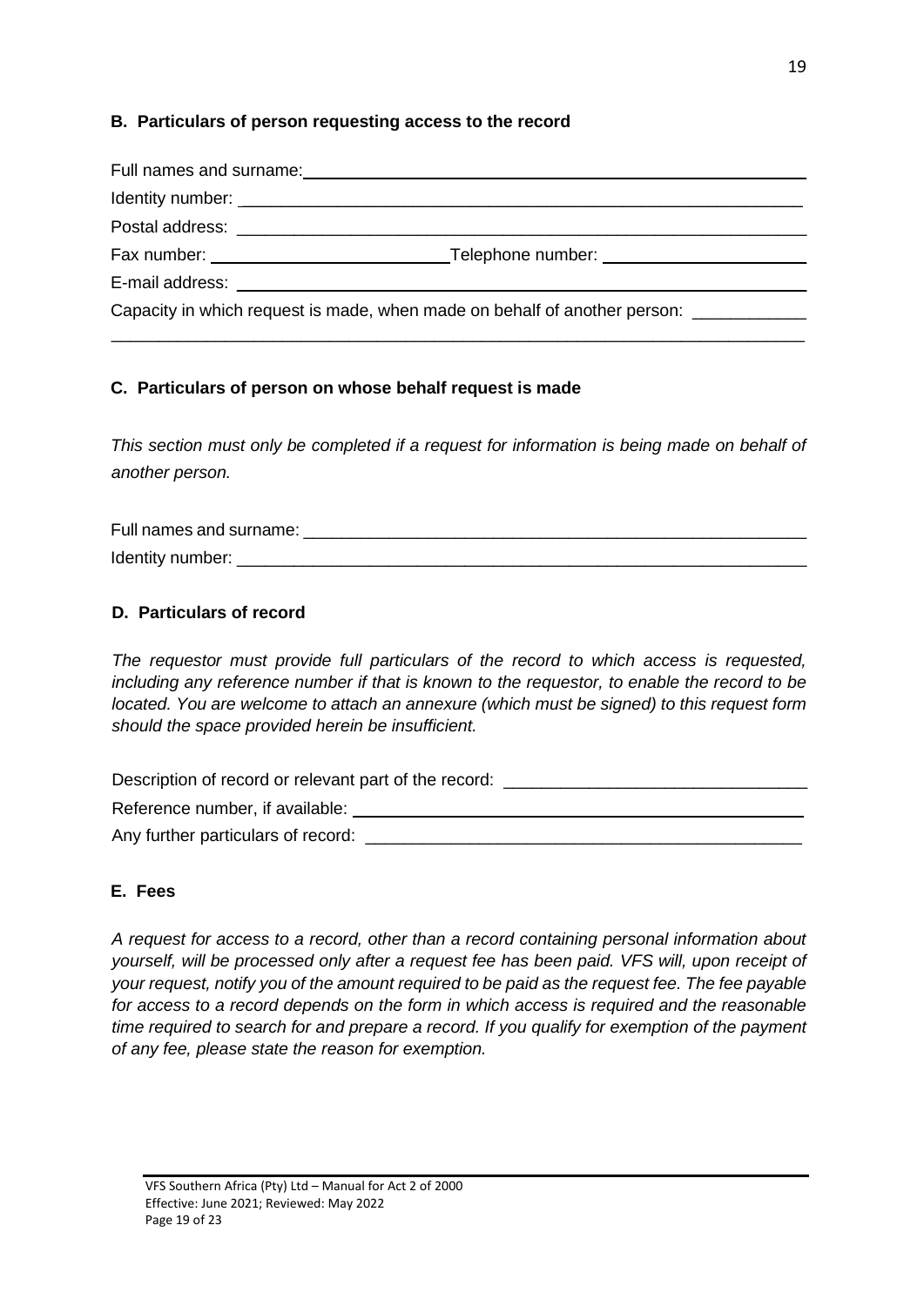## B. Particulars of person requesting access to the record

Full names and surname: ___________________________________________

Identity number: ___________________________________________

Postal address: ___________________________________________

Fax number: ______________________ Telephone number: ______________________

E-mail address: ___________________________________________

Capacity in which request is made, when made on behalf of another person: ____________

___________________________________________

## C. Particulars of person on whose behalf request is made

*This section must only be completed if a request for information is being made on behalf of another person.*

Full names and surname: ___________________________________________

Identity number: ___________________________________________

## D. Particulars of record

*The requestor must provide full particulars of the record to which access is requested, including any reference number if that is known to the requestor, to enable the record to be located. You are welcome to attach an annexure (which must be signed) to this request form should the space provided herein be insufficient.*

Description of record or relevant part of the record: ______________________________

Reference number, if available: ___________________________________________

Any further particulars of record: ___________________________________________

## E. Fees

*A request for access to a record, other than a record containing personal information about yourself, will be processed only after a request fee has been paid. VFS will, upon receipt of your request, notify you of the amount required to be paid as the request fee. The fee payable for access to a record depends on the form in which access is required and the reasonable time required to search for and prepare a record. If you qualify for exemption of the payment of any fee, please state the reason for exemption.*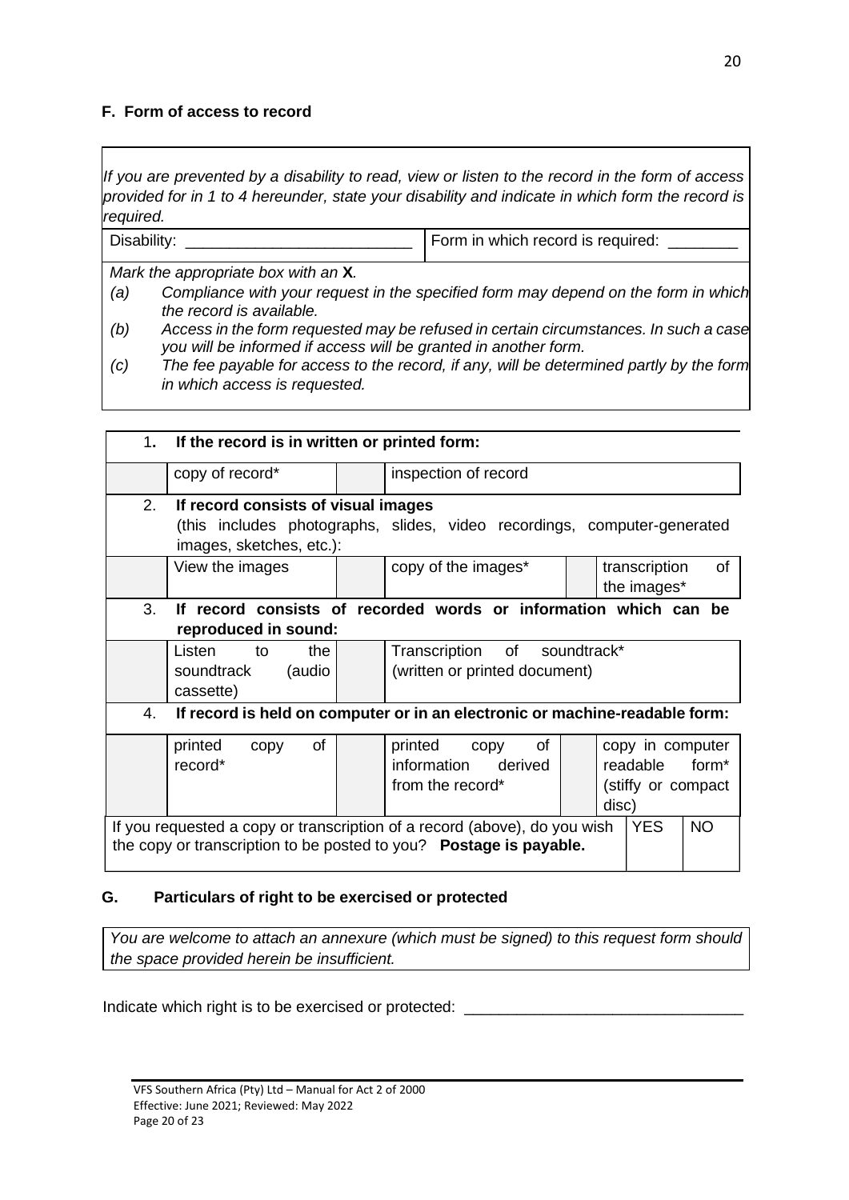### F. Form of access to record

*If you are prevented by a disability to read, view or listen to the record in the form of access provided for in 1 to 4 hereunder, state your disability and indicate in which form the record is required.*

| Disability: ___________________________ | Form in which record is required: ________ |
|---|---|

*Mark the appropriate box with an* **X**.

*(a) Compliance with your request in the specified form may depend on the form in which the record is available.*

*(b) Access in the form requested may be refused in certain circumstances. In such a case you will be informed if access will be granted in another form.*

*(c) The fee payable for access to the record, if any, will be determined partly by the form in which access is requested.*

| | | | | | |
|---|---|---|---|---|---|
| **1.** | **If the record is in written or printed form:** | | | | |
| | copy of record* | | inspection of record | | |
| 2. | **If record consists of visual images** (this includes photographs, slides, video recordings, computer-generated images, sketches, etc.): | | | | |
| | View the images | | copy of the images* | | transcription of the images* |
| 3. | **If record consists of recorded words or information which can be reproduced in sound:** | | | | |
| | Listen to the soundtrack (audio cassette) | | Transcription of soundtrack* (written or printed document) | | |
| 4. | **If record is held on computer or in an electronic or machine-readable form:** | | | | |
| | printed copy of record* | | printed copy of information derived from the record* | | copy in computer readable form* (stiffy or compact disc) |

| If you requested a copy or transcription of a record (above), do you wish the copy or transcription to be posted to you? **Postage is payable.** | YES | NO |
|---|---|---|

### G. Particulars of right to be exercised or protected

*You are welcome to attach an annexure (which must be signed) to this request form should the space provided herein be insufficient.*

Indicate which right is to be exercised or protected: ________________________________

VFS Southern Africa (Pty) Ltd – Manual for Act 2 of 2000
Effective: June 2021; Reviewed: May 2022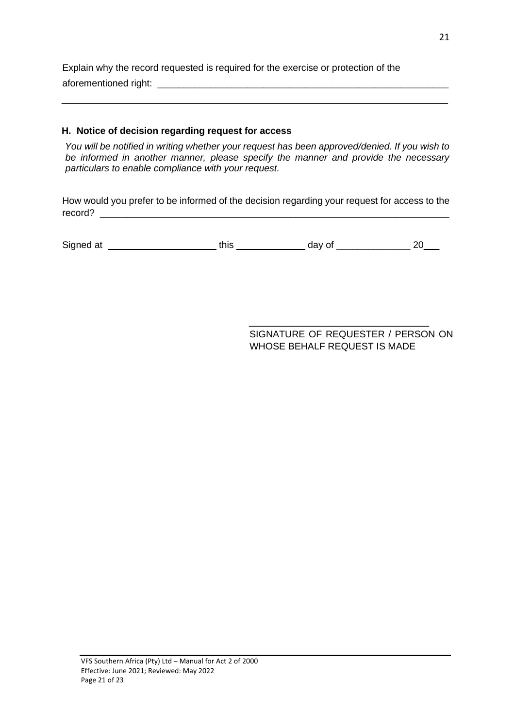Explain why the record requested is required for the exercise or protection of the aforementioned right: ______________________________________________________

______________________________________________________________________

### H. Notice of decision regarding request for access

*You will be notified in writing whether your request has been approved/denied. If you wish to be informed in another manner, please specify the manner and provide the necessary particulars to enable compliance with your request.*

How would you prefer to be informed of the decision regarding your request for access to the record? ______________________________________________________________

Signed at ____________________ this ____________ day of ______________ 20___

_________________________________

SIGNATURE OF REQUESTER / PERSON ON WHOSE BEHALF REQUEST IS MADE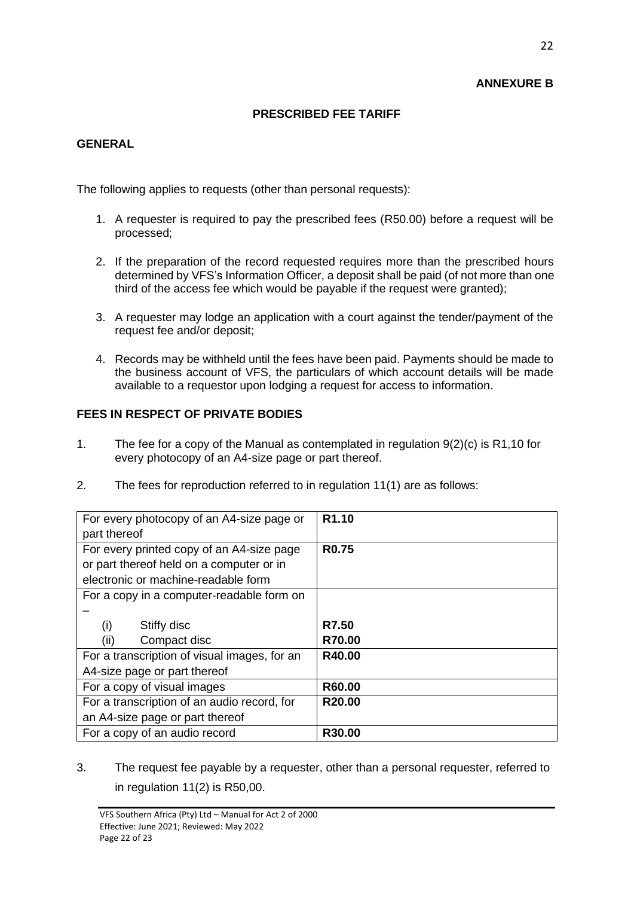**ANNEXURE B**

## PRESCRIBED FEE TARIFF

### GENERAL

The following applies to requests (other than personal requests):

1. A requester is required to pay the prescribed fees (R50.00) before a request will be processed;
2. If the preparation of the record requested requires more than the prescribed hours determined by VFS's Information Officer, a deposit shall be paid (of not more than one third of the access fee which would be payable if the request were granted);
3. A requester may lodge an application with a court against the tender/payment of the request fee and/or deposit;
4. Records may be withheld until the fees have been paid. Payments should be made to the business account of VFS, the particulars of which account details will be made available to a requestor upon lodging a request for access to information.

### FEES IN RESPECT OF PRIVATE BODIES

1. The fee for a copy of the Manual as contemplated in regulation 9(2)(c) is R1,10 for every photocopy of an A4-size page or part thereof.
2. The fees for reproduction referred to in regulation 11(1) are as follows:

| | |
|---|---|
| For every photocopy of an A4-size page or part thereof | **R1.10** |
| For every printed copy of an A4-size page or part thereof held on a computer or in electronic or machine-readable form | **R0.75** |
| For a copy in a computer-readable form on – (i) Stiffy disc (ii) Compact disc | **R7.50** **R70.00** |
| For a transcription of visual images, for an A4-size page or part thereof | **R40.00** |
| For a copy of visual images | **R60.00** |
| For a transcription of an audio record, for an A4-size page or part thereof | **R20.00** |
| For a copy of an audio record | **R30.00** |

3. The request fee payable by a requester, other than a personal requester, referred to in regulation 11(2) is R50,00.

VFS Southern Africa (Pty) Ltd – Manual for Act 2 of 2000
Effective: June 2021; Reviewed: May 2022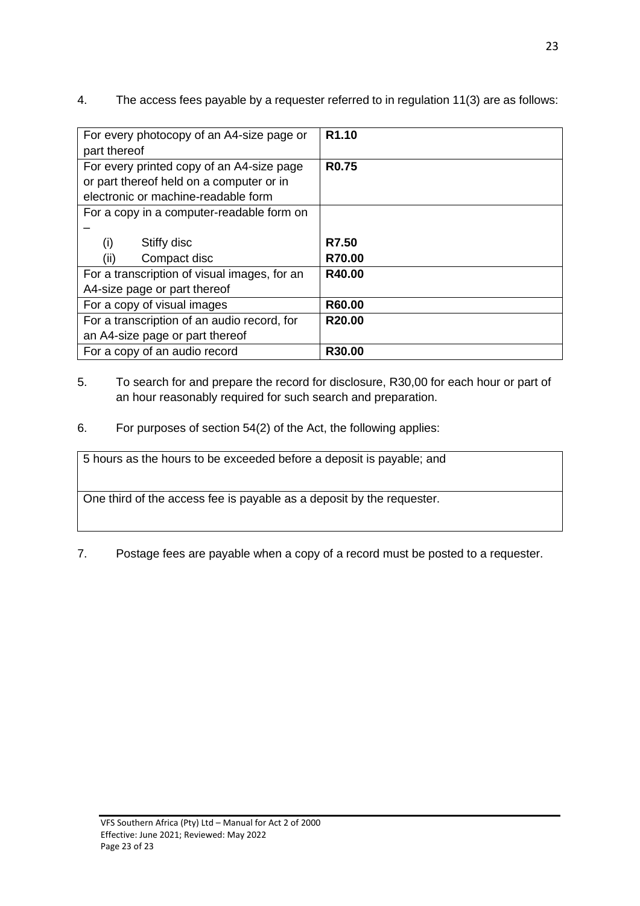4. The access fees payable by a requester referred to in regulation 11(3) are as follows:

| | |
|---|---|
| For every photocopy of an A4-size page or part thereof | **R1.10** |
| For every printed copy of an A4-size page or part thereof held on a computer or in electronic or machine-readable form | **R0.75** |
| For a copy in a computer-readable form on – (i) Stiffy disc (ii) Compact disc | **R7.50** **R70.00** |
| For a transcription of visual images, for an A4-size page or part thereof | **R40.00** |
| For a copy of visual images | **R60.00** |
| For a transcription of an audio record, for an A4-size page or part thereof | **R20.00** |
| For a copy of an audio record | **R30.00** |

5. To search for and prepare the record for disclosure, R30,00 for each hour or part of an hour reasonably required for such search and preparation.

6. For purposes of section 54(2) of the Act, the following applies:

| |
|---|
| 5 hours as the hours to be exceeded before a deposit is payable; and |
| One third of the access fee is payable as a deposit by the requester. |

7. Postage fees are payable when a copy of a record must be posted to a requester.